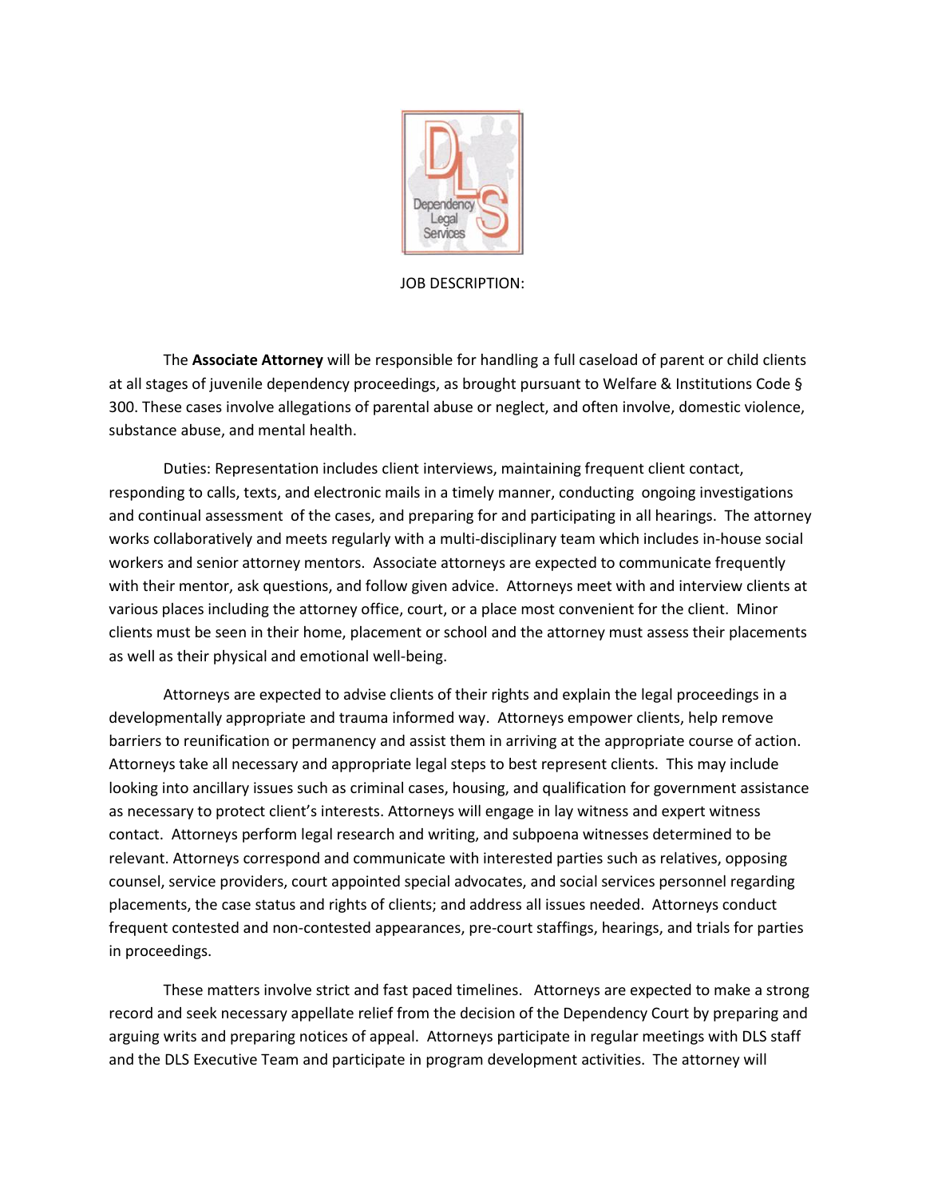Dependency Legal Services

JOB DESCRIPTION:

The **Associate Attorney** will be responsible for handling a full caseload of parent or child clients at all stages of juvenile dependency proceedings, as brought pursuant to Welfare & Institutions Code § 300. These cases involve allegations of parental abuse or neglect, and often involve, domestic violence, substance abuse, and mental health.

Duties: Representation includes client interviews, maintaining frequent client contact, responding to calls, texts, and electronic mails in a timely manner, conducting ongoing investigations and continual assessment of the cases, and preparing for and participating in all hearings. The attorney works collaboratively and meets regularly with a multi-disciplinary team which includes in-house social workers and senior attorney mentors. Associate attorneys are expected to communicate frequently with their mentor, ask questions, and follow given advice. Attorneys meet with and interview clients at various places including the attorney office, court, or a place most convenient for the client. Minor clients must be seen in their home, placement or school and the attorney must assess their placements as well as their physical and emotional well-being.

Attorneys are expected to advise clients of their rights and explain the legal proceedings in a developmentally appropriate and trauma informed way. Attorneys empower clients, help remove barriers to reunification or permanency and assist them in arriving at the appropriate course of action. Attorneys take all necessary and appropriate legal steps to best represent clients. This may include looking into ancillary issues such as criminal cases, housing, and qualification for government assistance as necessary to protect client's interests. Attorneys will engage in lay witness and expert witness contact. Attorneys perform legal research and writing, and subpoena witnesses determined to be relevant. Attorneys correspond and communicate with interested parties such as relatives, opposing counsel, service providers, court appointed special advocates, and social services personnel regarding placements, the case status and rights of clients; and address all issues needed. Attorneys conduct frequent contested and non-contested appearances, pre-court staffings, hearings, and trials for parties in proceedings.

These matters involve strict and fast paced timelines. Attorneys are expected to make a strong record and seek necessary appellate relief from the decision of the Dependency Court by preparing and arguing writs and preparing notices of appeal. Attorneys participate in regular meetings with DLS staff and the DLS Executive Team and participate in program development activities. The attorney will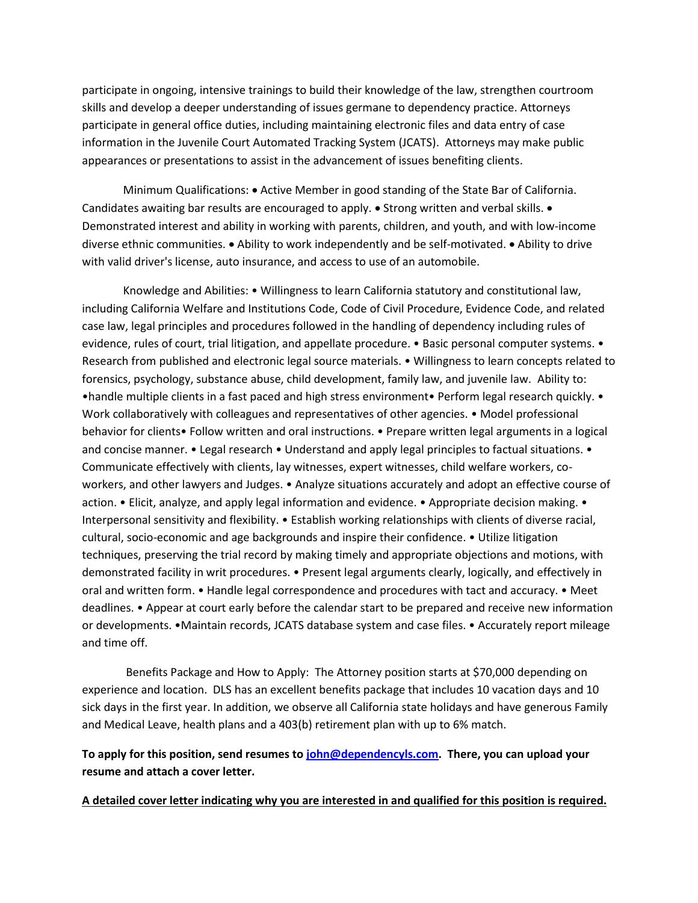participate in ongoing, intensive trainings to build their knowledge of the law, strengthen courtroom skills and develop a deeper understanding of issues germane to dependency practice. Attorneys participate in general office duties, including maintaining electronic files and data entry of case information in the Juvenile Court Automated Tracking System (JCATS). Attorneys may make public appearances or presentations to assist in the advancement of issues benefiting clients.

Minimum Qualifications: • Active Member in good standing of the State Bar of California. Candidates awaiting bar results are encouraged to apply. • Strong written and verbal skills. • Demonstrated interest and ability in working with parents, children, and youth, and with low-income diverse ethnic communities. • Ability to work independently and be self-motivated. • Ability to drive with valid driver's license, auto insurance, and access to use of an automobile.

Knowledge and Abilities: • Willingness to learn California statutory and constitutional law, including California Welfare and Institutions Code, Code of Civil Procedure, Evidence Code, and related case law, legal principles and procedures followed in the handling of dependency including rules of evidence, rules of court, trial litigation, and appellate procedure. • Basic personal computer systems. • Research from published and electronic legal source materials. • Willingness to learn concepts related to forensics, psychology, substance abuse, child development, family law, and juvenile law. Ability to: •handle multiple clients in a fast paced and high stress environment• Perform legal research quickly. • Work collaboratively with colleagues and representatives of other agencies. • Model professional behavior for clients• Follow written and oral instructions. • Prepare written legal arguments in a logical and concise manner. • Legal research • Understand and apply legal principles to factual situations. • Communicate effectively with clients, lay witnesses, expert witnesses, child welfare workers, co-workers, and other lawyers and Judges. • Analyze situations accurately and adopt an effective course of action. • Elicit, analyze, and apply legal information and evidence. • Appropriate decision making. • Interpersonal sensitivity and flexibility. • Establish working relationships with clients of diverse racial, cultural, socio-economic and age backgrounds and inspire their confidence. • Utilize litigation techniques, preserving the trial record by making timely and appropriate objections and motions, with demonstrated facility in writ procedures. • Present legal arguments clearly, logically, and effectively in oral and written form. • Handle legal correspondence and procedures with tact and accuracy. • Meet deadlines. • Appear at court early before the calendar start to be prepared and receive new information or developments. •Maintain records, JCATS database system and case files. • Accurately report mileage and time off.

Benefits Package and How to Apply: The Attorney position starts at $70,000 depending on experience and location. DLS has an excellent benefits package that includes 10 vacation days and 10 sick days in the first year. In addition, we observe all California state holidays and have generous Family and Medical Leave, health plans and a 403(b) retirement plan with up to 6% match.

**To apply for this position, send resumes to [john@dependencyls.com](mailto:john@dependencyls.com). There, you can upload your resume and attach a cover letter.**

**<u>A detailed cover letter indicating why you are interested in and qualified for this position is required.</u>**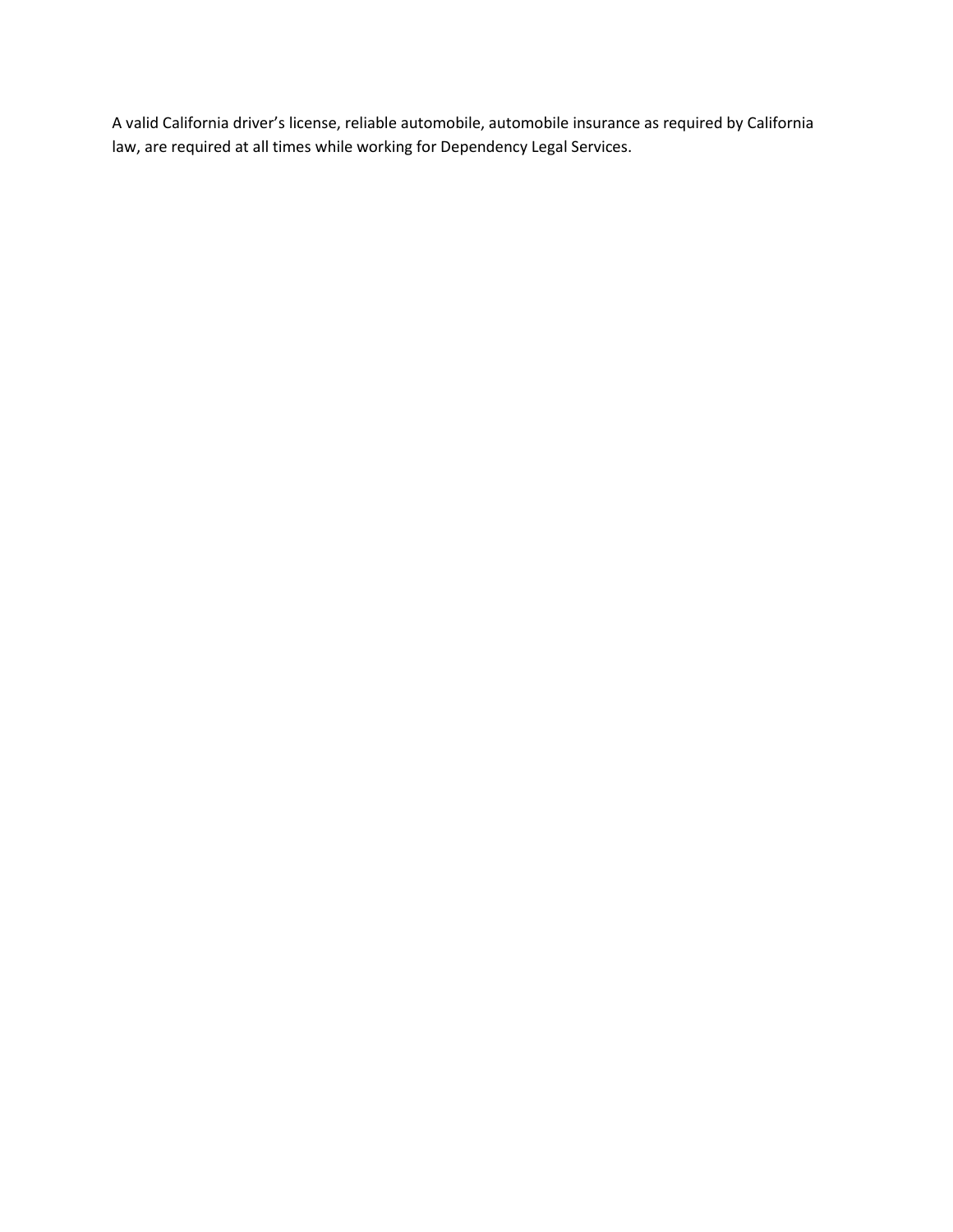A valid California driver's license, reliable automobile, automobile insurance as required by California law, are required at all times while working for Dependency Legal Services.